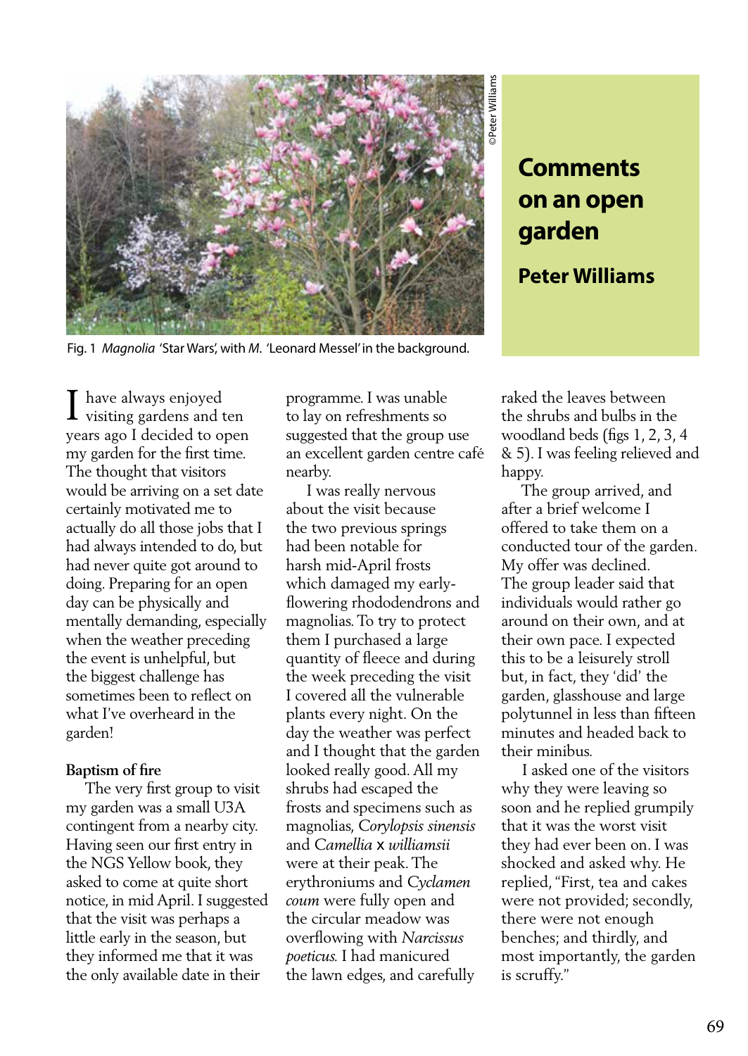# Comments on an open garden

**Peter Williams**

Fig. 1 *Magnolia* 'Star Wars', with *M.* 'Leonard Messel' in the background.

I have always enjoyed visiting gardens and ten years ago I decided to open my garden for the first time. The thought that visitors would be arriving on a set date certainly motivated me to actually do all those jobs that I had always intended to do, but had never quite got around to doing. Preparing for an open day can be physically and mentally demanding, especially when the weather preceding the event is unhelpful, but the biggest challenge has sometimes been to reflect on what I've overheard in the garden!

## Baptism of fire

The very first group to visit my garden was a small U3A contingent from a nearby city. Having seen our first entry in the NGS Yellow book, they asked to come at quite short notice, in mid April. I suggested that the visit was perhaps a little early in the season, but they informed me that it was the only available date in their programme. I was unable to lay on refreshments so suggested that the group use an excellent garden centre café nearby.

I was really nervous about the visit because the two previous springs had been notable for harsh mid-April frosts which damaged my early-flowering rhododendrons and magnolias. To try to protect them I purchased a large quantity of fleece and during the week preceding the visit I covered all the vulnerable plants every night. On the day the weather was perfect and I thought that the garden looked really good. All my shrubs had escaped the frosts and specimens such as magnolias, *Corylopsis sinensis* and *Camellia* x *williamsii* were at their peak. The erythroniums and *Cyclamen coum* were fully open and the circular meadow was overflowing with *Narcissus poeticus.* I had manicured the lawn edges, and carefully raked the leaves between the shrubs and bulbs in the woodland beds (figs 1, 2, 3, 4 & 5). I was feeling relieved and happy.

The group arrived, and after a brief welcome I offered to take them on a conducted tour of the garden. My offer was declined. The group leader said that individuals would rather go around on their own, and at their own pace. I expected this to be a leisurely stroll but, in fact, they 'did' the garden, glasshouse and large polytunnel in less than fifteen minutes and headed back to their minibus.

I asked one of the visitors why they were leaving so soon and he replied grumpily that it was the worst visit they had ever been on. I was shocked and asked why. He replied, "First, tea and cakes were not provided; secondly, there were not enough benches; and thirdly, and most importantly, the garden is scruffy."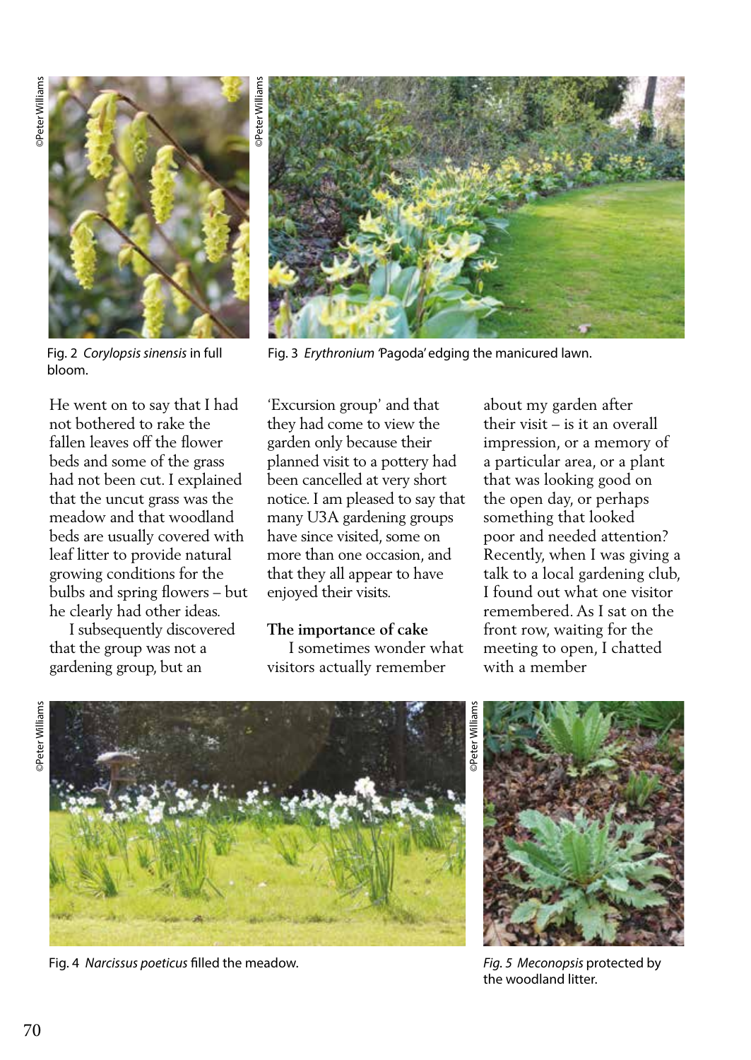Fig. 2 *Corylopsis sinensis* in full bloom.

Fig. 3 *Erythronium* 'Pagoda' edging the manicured lawn.

He went on to say that I had not bothered to rake the fallen leaves off the flower beds and some of the grass had not been cut. I explained that the uncut grass was the meadow and that woodland beds are usually covered with leaf litter to provide natural growing conditions for the bulbs and spring flowers – but he clearly had other ideas.

I subsequently discovered that the group was not a gardening group, but an 'Excursion group' and that they had come to view the garden only because their planned visit to a pottery had been cancelled at very short notice. I am pleased to say that many U3A gardening groups have since visited, some on more than one occasion, and that they all appear to have enjoyed their visits.

### The importance of cake

I sometimes wonder what visitors actually remember about my garden after their visit – is it an overall impression, or a memory of a particular area, or a plant that was looking good on the open day, or perhaps something that looked poor and needed attention? Recently, when I was giving a talk to a local gardening club, I found out what one visitor remembered. As I sat on the front row, waiting for the meeting to open, I chatted with a member

Fig. 4 *Narcissus poeticus* filled the meadow.

*Fig. 5 Meconopsis* protected by the woodland litter.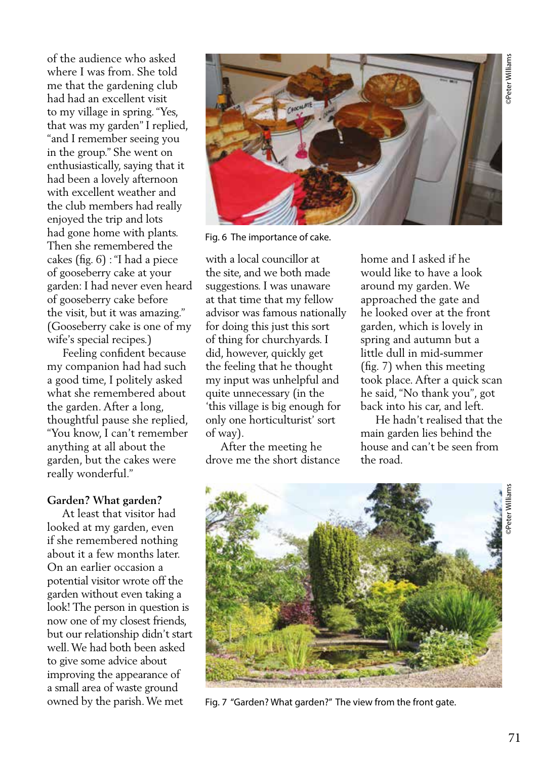of the audience who asked where I was from. She told me that the gardening club had had an excellent visit to my village in spring. "Yes, that was my garden" I replied, "and I remember seeing you in the group." She went on enthusiastically, saying that it had been a lovely afternoon with excellent weather and the club members had really enjoyed the trip and lots had gone home with plants. Then she remembered the cakes (fig. 6) : "I had a piece of gooseberry cake at your garden: I had never even heard of gooseberry cake before the visit, but it was amazing." (Gooseberry cake is one of my wife's special recipes.)

Feeling confident because my companion had had such a good time, I politely asked what she remembered about the garden. After a long, thoughtful pause she replied, "You know, I can't remember anything at all about the garden, but the cakes were really wonderful."

Fig. 6 The importance of cake.

**Garden? What garden?**

At least that visitor had looked at my garden, even if she remembered nothing about it a few months later. On an earlier occasion a potential visitor wrote off the garden without even taking a look! The person in question is now one of my closest friends, but our relationship didn't start well. We had both been asked to give some advice about improving the appearance of a small area of waste ground owned by the parish. We met with a local councillor at the site, and we both made suggestions. I was unaware at that time that my fellow advisor was famous nationally for doing this just this sort of thing for churchyards. I did, however, quickly get the feeling that he thought my input was unhelpful and quite unnecessary (in the 'this village is big enough for only one horticulturist' sort of way).

After the meeting he drove me the short distance home and I asked if he would like to have a look around my garden. We approached the gate and he looked over at the front garden, which is lovely in spring and autumn but a little dull in mid-summer (fig. 7) when this meeting took place. After a quick scan he said, "No thank you", got back into his car, and left.

He hadn't realised that the main garden lies behind the house and can't be seen from the road.

Fig. 7 "Garden? What garden?" The view from the front gate.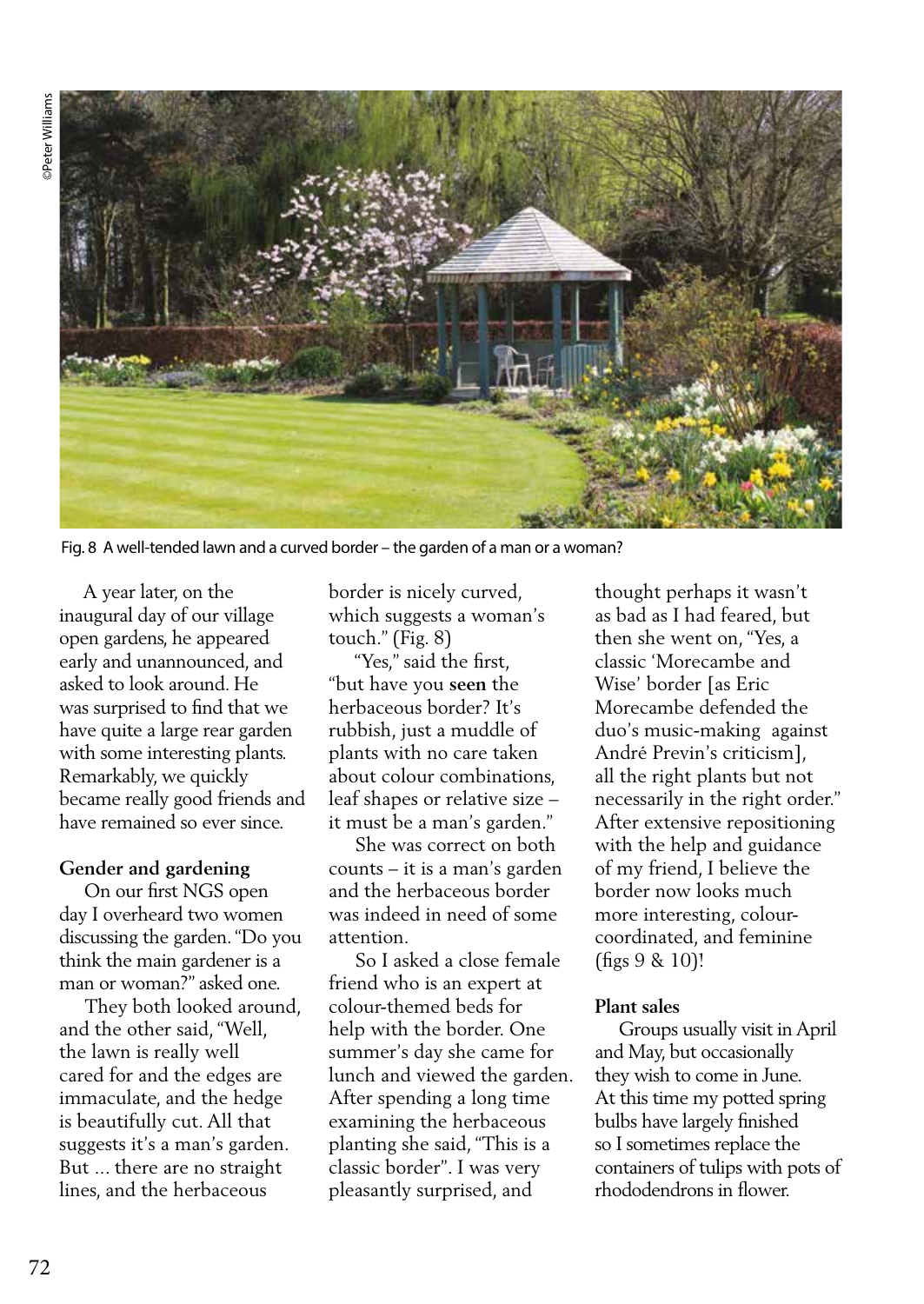Fig. 8 A well-tended lawn and a curved border – the garden of a man or a woman?

A year later, on the inaugural day of our village open gardens, he appeared early and unannounced, and asked to look around. He was surprised to find that we have quite a large rear garden with some interesting plants. Remarkably, we quickly became really good friends and have remained so ever since.

**Gender and gardening**

On our first NGS open day I overheard two women discussing the garden. "Do you think the main gardener is a man or woman?" asked one.

They both looked around, and the other said, "Well, the lawn is really well cared for and the edges are immaculate, and the hedge is beautifully cut. All that suggests it's a man's garden. But ... there are no straight lines, and the herbaceous border is nicely curved, which suggests a woman's touch." (Fig. 8)

"Yes," said the first, "but have you **seen** the herbaceous border? It's rubbish, just a muddle of plants with no care taken about colour combinations, leaf shapes or relative size – it must be a man's garden."

She was correct on both counts – it is a man's garden and the herbaceous border was indeed in need of some attention.

So I asked a close female friend who is an expert at colour-themed beds for help with the border. One summer's day she came for lunch and viewed the garden. After spending a long time examining the herbaceous planting she said, "This is a classic border". I was very pleasantly surprised, and thought perhaps it wasn't as bad as I had feared, but then she went on, "Yes, a classic 'Morecambe and Wise' border [as Eric Morecambe defended the duo's music-making against André Previn's criticism], all the right plants but not necessarily in the right order." After extensive repositioning with the help and guidance of my friend, I believe the border now looks much more interesting, colour-coordinated, and feminine (figs 9 & 10)!

**Plant sales**

Groups usually visit in April and May, but occasionally they wish to come in June. At this time my potted spring bulbs have largely finished so I sometimes replace the containers of tulips with pots of rhododendrons in flower.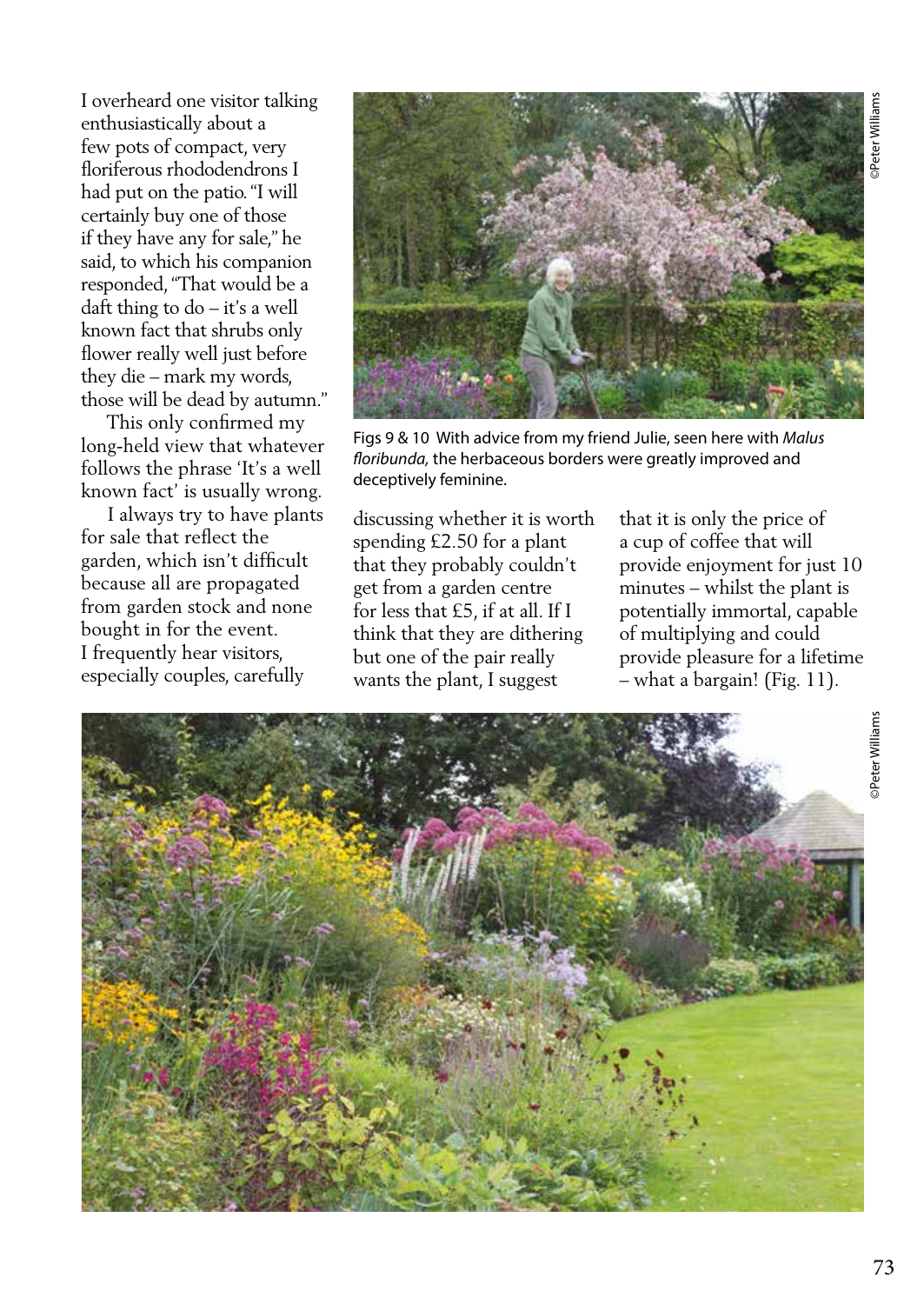I overheard one visitor talking enthusiastically about a few pots of compact, very floriferous rhododendrons I had put on the patio. "I will certainly buy one of those if they have any for sale," he said, to which his companion responded, "That would be a daft thing to do – it's a well known fact that shrubs only flower really well just before they die – mark my words, those will be dead by autumn."

This only confirmed my long-held view that whatever follows the phrase 'It's a well known fact' is usually wrong.

I always try to have plants for sale that reflect the garden, which isn't difficult because all are propagated from garden stock and none bought in for the event. I frequently hear visitors, especially couples, carefully discussing whether it is worth spending £2.50 for a plant that they probably couldn't get from a garden centre for less that £5, if at all. If I think that they are dithering but one of the pair really wants the plant, I suggest that it is only the price of a cup of coffee that will provide enjoyment for just 10 minutes – whilst the plant is potentially immortal, capable of multiplying and could provide pleasure for a lifetime – what a bargain! (Fig. 11).

Figs 9 & 10 With advice from my friend Julie, seen here with *Malus floribunda,* the herbaceous borders were greatly improved and deceptively feminine.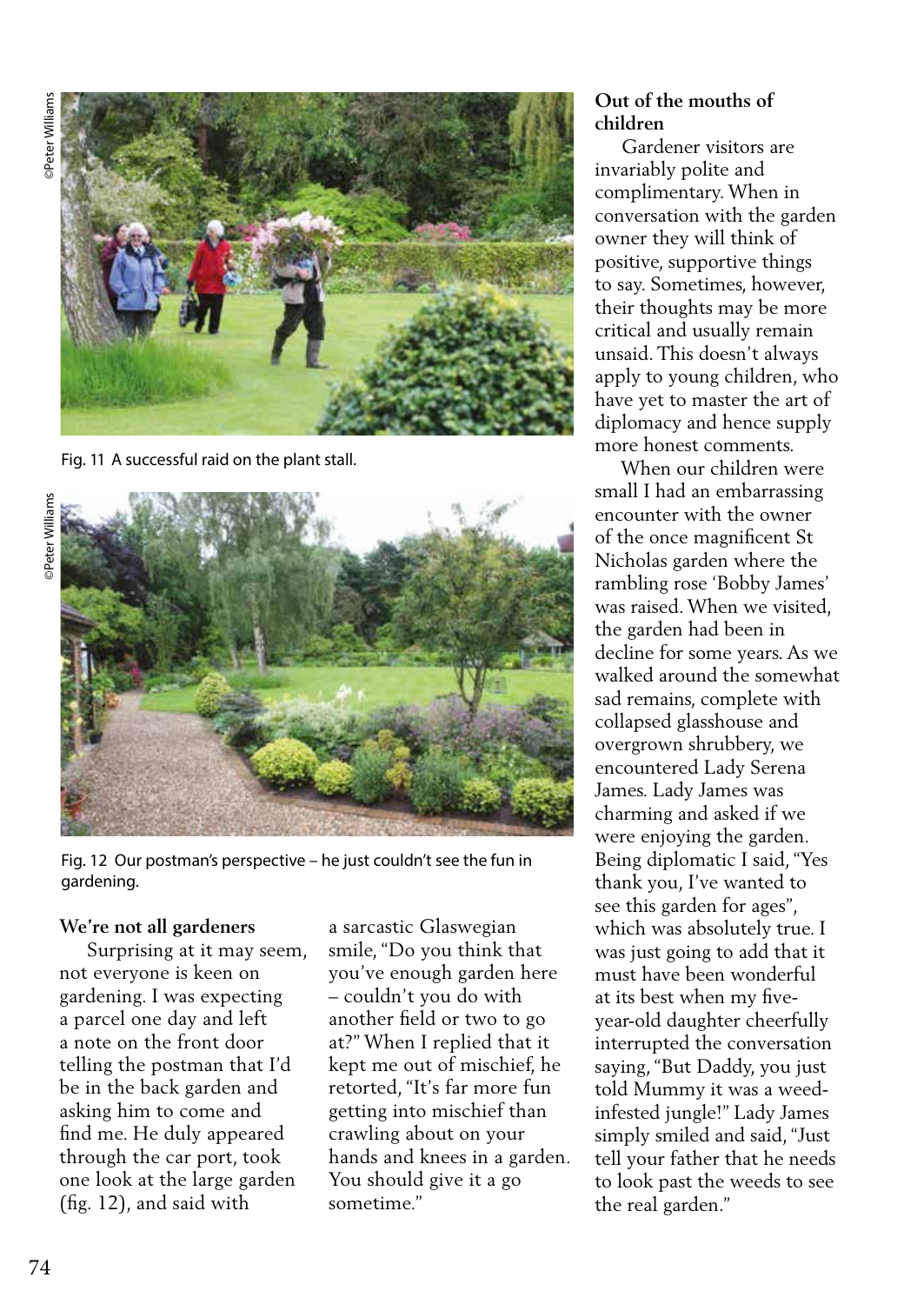Fig. 11 A successful raid on the plant stall.

Fig. 12 Our postman's perspective – he just couldn't see the fun in gardening.

**We're not all gardeners**

Surprising at it may seem, not everyone is keen on gardening. I was expecting a parcel one day and left a note on the front door telling the postman that I'd be in the back garden and asking him to come and find me. He duly appeared through the car port, took one look at the large garden (fig. 12), and said with a sarcastic Glaswegian smile, "Do you think that you've enough garden here – couldn't you do with another field or two to go at?" When I replied that it kept me out of mischief, he retorted, "It's far more fun getting into mischief than crawling about on your hands and knees in a garden. You should give it a go sometime."

**Out of the mouths of children**

Gardener visitors are invariably polite and complimentary. When in conversation with the garden owner they will think of positive, supportive things to say. Sometimes, however, their thoughts may be more critical and usually remain unsaid. This doesn't always apply to young children, who have yet to master the art of diplomacy and hence supply more honest comments.

When our children were small I had an embarrassing encounter with the owner of the once magnificent St Nicholas garden where the rambling rose 'Bobby James' was raised. When we visited, the garden had been in decline for some years. As we walked around the somewhat sad remains, complete with collapsed glasshouse and overgrown shrubbery, we encountered Lady Serena James. Lady James was charming and asked if we were enjoying the garden. Being diplomatic I said, "Yes thank you, I've wanted to see this garden for ages", which was absolutely true. I was just going to add that it must have been wonderful at its best when my five-year-old daughter cheerfully interrupted the conversation saying, "But Daddy, you just told Mummy it was a weed-infested jungle!" Lady James simply smiled and said, "Just tell your father that he needs to look past the weeds to see the real garden."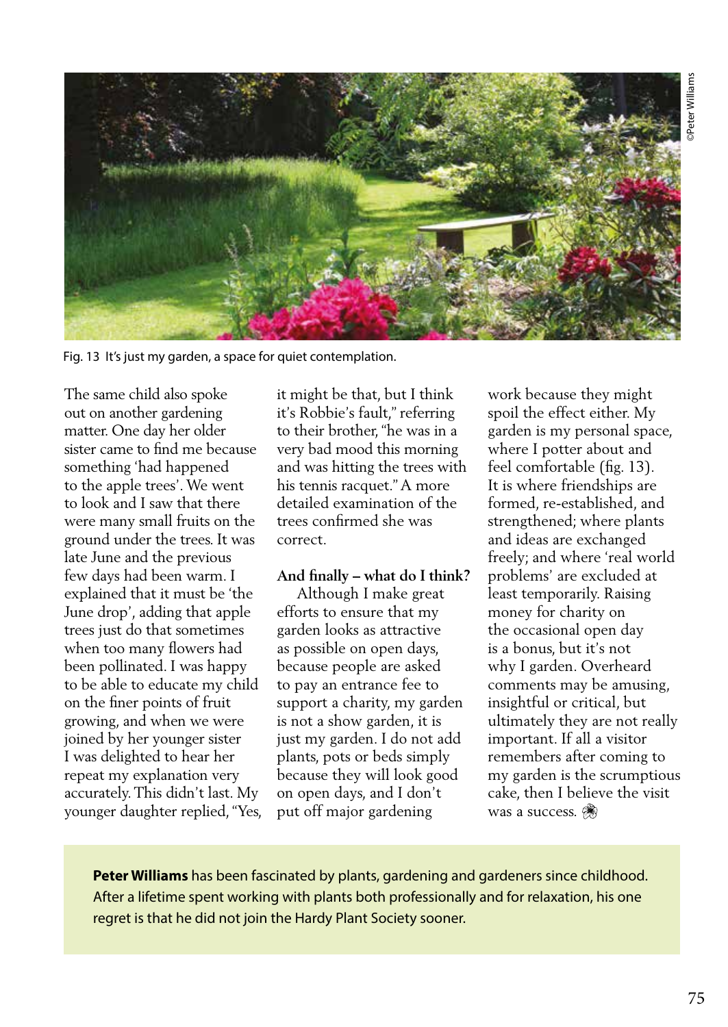Fig. 13 It's just my garden, a space for quiet contemplation.

The same child also spoke out on another gardening matter. One day her older sister came to find me because something 'had happened to the apple trees'. We went to look and I saw that there were many small fruits on the ground under the trees. It was late June and the previous few days had been warm. I explained that it must be 'the June drop', adding that apple trees just do that sometimes when too many flowers had been pollinated. I was happy to be able to educate my child on the finer points of fruit growing, and when we were joined by her younger sister I was delighted to hear her repeat my explanation very accurately. This didn't last. My younger daughter replied, "Yes, it might be that, but I think it's Robbie's fault," referring to their brother, "he was in a very bad mood this morning and was hitting the trees with his tennis racquet." A more detailed examination of the trees confirmed she was correct.

**And finally – what do I think?**

Although I make great efforts to ensure that my garden looks as attractive as possible on open days, because people are asked to pay an entrance fee to support a charity, my garden is not a show garden, it is just my garden. I do not add plants, pots or beds simply because they will look good on open days, and I don't put off major gardening work because they might spoil the effect either. My garden is my personal space, where I potter about and feel comfortable (fig. 13). It is where friendships are formed, re-established, and strengthened; where plants and ideas are exchanged freely; and where 'real world problems' are excluded at least temporarily. Raising money for charity on the occasional open day is a bonus, but it's not why I garden. Overheard comments may be amusing, insightful or critical, but ultimately they are not really important. If all a visitor remembers after coming to my garden is the scrumptious cake, then I believe the visit was a success.

**Peter Williams** has been fascinated by plants, gardening and gardeners since childhood. After a lifetime spent working with plants both professionally and for relaxation, his one regret is that he did not join the Hardy Plant Society sooner.